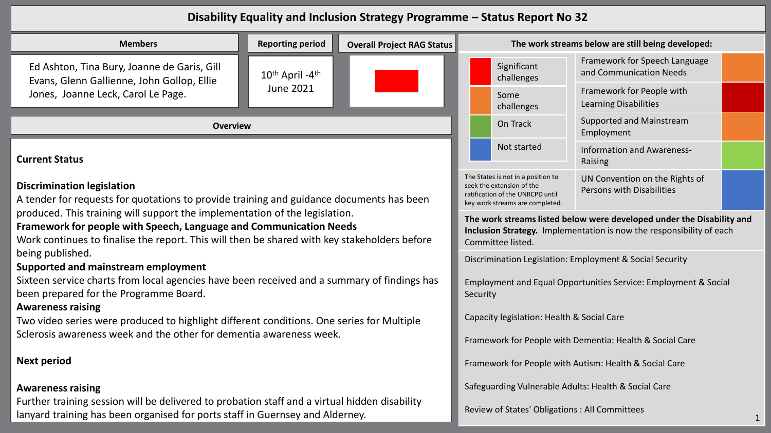# Disability Equality and Inclusion Strategy Programme – Status Report No 32

| Members | Reporting period | Overall Project RAG Status |
|---|---|---|
| Ed Ashton, Tina Bury, Joanne de Garis, Gill Evans, Glenn Gallienne, John Gollop, Ellie Jones, Joanne Leck, Carol Le Page. | 10th April -4th June 2021 | Red |

## Overview

### Current Status

**Discrimination legislation**

A tender for requests for quotations to provide training and guidance documents has been produced. This training will support the implementation of the legislation.

**Framework for people with Speech, Language and Communication Needs**

Work continues to finalise the report. This will then be shared with key stakeholders before being published.

**Supported and mainstream employment**

Sixteen service charts from local agencies have been received and a summary of findings has been prepared for the Programme Board.

**Awareness raising**

Two video series were produced to highlight different conditions. One series for Multiple Sclerosis awareness week and the other for dementia awareness week.

### Next period

**Awareness raising**

Further training session will be delivered to probation staff and a virtual hidden disability lanyard training has been organised for ports staff in Guernsey and Alderney.

## The work streams below are still being developed:

| Key | |
|---|---|
| Red | Significant challenges |
| Orange | Some challenges |
| Green | On Track |
| Blue | Not started |

| Work stream | Status |
|---|---|
| Framework for Speech Language and Communication Needs | Orange (Some challenges) |
| Framework for People with Learning Disabilities | Red (Significant challenges) |
| Supported and Mainstream Employment | Orange (Some challenges) |
| Information and Awareness-Raising | Green (On Track) |
| UN Convention on the Rights of Persons with Disabilities | Blue (Not started) |

The States is not in a position to seek the extension of the ratification of the UNRCPD until key work streams are completed.

**The work streams listed below were developed under the Disability and Inclusion Strategy.** Implementation is now the responsibility of each Committee listed.

- Discrimination Legislation: Employment & Social Security
- Employment and Equal Opportunities Service: Employment & Social Security
- Capacity legislation: Health & Social Care
- Framework for People with Dementia: Health & Social Care
- Framework for People with Autism: Health & Social Care
- Safeguarding Vulnerable Adults: Health & Social Care
- Review of States' Obligations : All Committees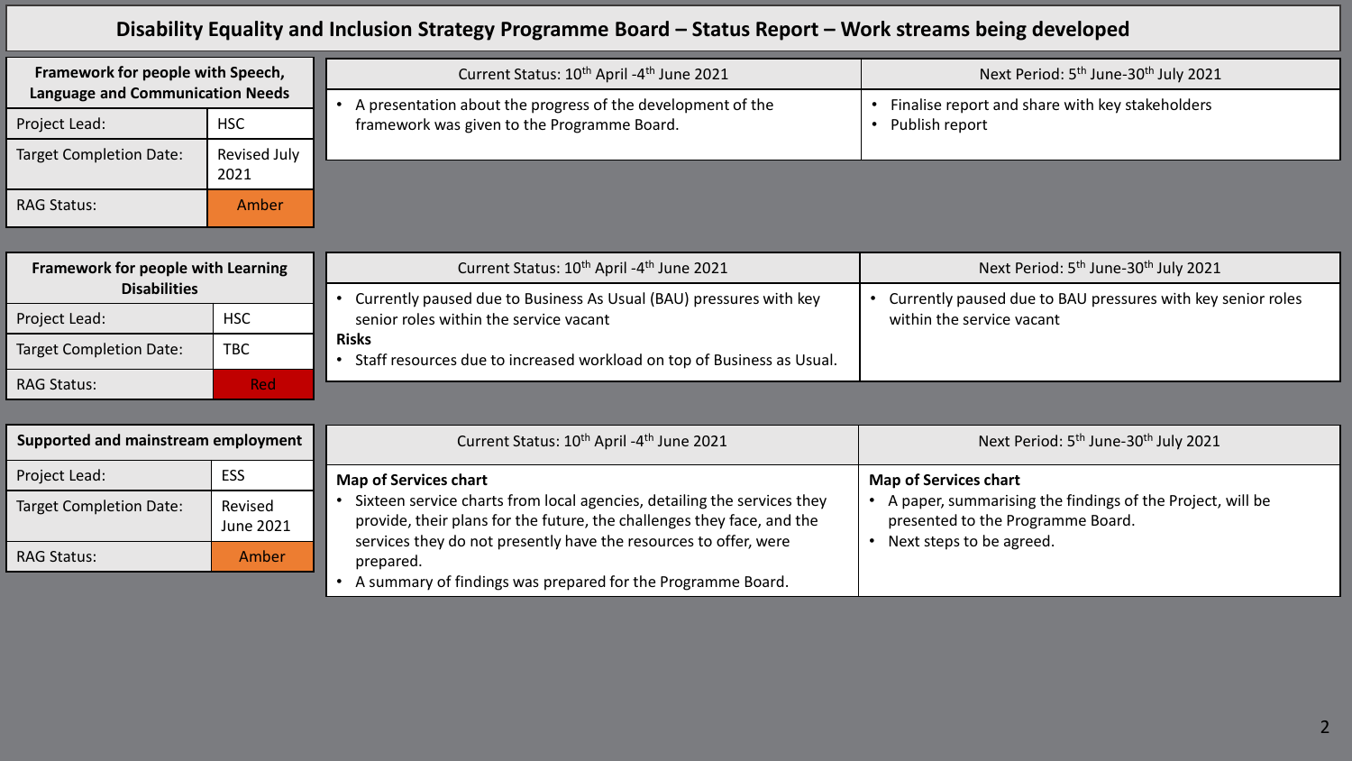# Disability Equality and Inclusion Strategy Programme Board – Status Report – Work streams being developed

| Framework for people with Speech, Language and Communication Needs | |
|---|---|
| Project Lead: | HSC |
| Target Completion Date: | Revised July 2021 |
| RAG Status: | Amber |

| Current Status: 10th April -4th June 2021 | Next Period: 5th June-30th July 2021 |
|---|---|
| • A presentation about the progress of the development of the framework was given to the Programme Board. | • Finalise report and share with key stakeholders<br>• Publish report |

| Framework for people with Learning Disabilities | |
|---|---|
| Project Lead: | HSC |
| Target Completion Date: | TBC |
| RAG Status: | Red |

| Current Status: 10th April -4th June 2021 | Next Period: 5th June-30th July 2021 |
|---|---|
| • Currently paused due to Business As Usual (BAU) pressures with key senior roles within the service vacant<br>**Risks**<br>• Staff resources due to increased workload on top of Business as Usual. | • Currently paused due to BAU pressures with key senior roles within the service vacant |

| Supported and mainstream employment | |
|---|---|
| Project Lead: | ESS |
| Target Completion Date: | Revised June 2021 |
| RAG Status: | Amber |

| Current Status: 10th April -4th June 2021 | Next Period: 5th June-30th July 2021 |
|---|---|
| **Map of Services chart**<br>• Sixteen service charts from local agencies, detailing the services they provide, their plans for the future, the challenges they face, and the services they do not presently have the resources to offer, were prepared.<br>• A summary of findings was prepared for the Programme Board. | **Map of Services chart**<br>• A paper, summarising the findings of the Project, will be presented to the Programme Board.<br>• Next steps to be agreed. |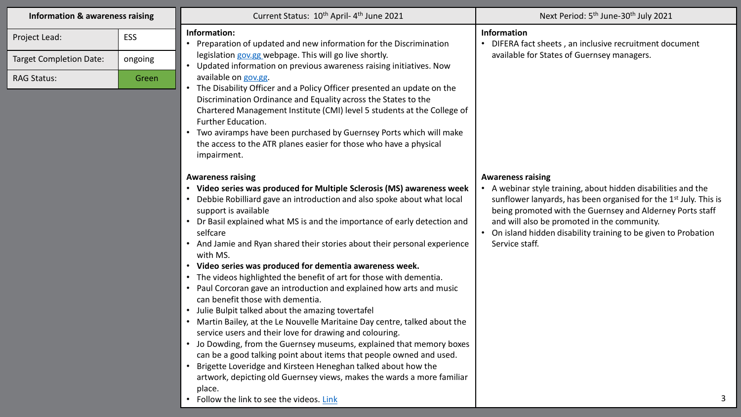| Information & awareness raising | |
|---|---|
| Project Lead: | ESS |
| Target Completion Date: | ongoing |
| RAG Status: | Green |

| Current Status: 10th April- 4th June 2021 | Next Period: 5th June-30th July 2021 |
|---|---|
| **Information:** <br>• Preparation of updated and new information for the Discrimination legislation gov.gg webpage. This will go live shortly.<br>• Updated information on previous awareness raising initiatives. Now available on gov.gg.<br>• The Disability Officer and a Policy Officer presented an update on the Discrimination Ordinance and Equality across the States to the Chartered Management Institute (CMI) level 5 students at the College of Further Education.<br>• Two aviramps have been purchased by Guernsey Ports which will make the access to the ATR planes easier for those who have a physical impairment. | **Information**<br>• DIFERA fact sheets , an inclusive recruitment document available for States of Guernsey managers. |
| **Awareness raising**<br>• **Video series was produced for Multiple Sclerosis (MS) awareness week**<br>• Debbie Robilliard gave an introduction and also spoke about what local support is available<br>• Dr Basil explained what MS is and the importance of early detection and selfcare<br>• And Jamie and Ryan shared their stories about their personal experience with MS.<br>• **Video series was produced for dementia awareness week.**<br>• The videos highlighted the benefit of art for those with dementia.<br>• Paul Corcoran gave an introduction and explained how arts and music can benefit those with dementia.<br>• Julie Bulpit talked about the amazing tovertafel<br>• Martin Bailey, at the Le Nouvelle Maritaine Day centre, talked about the service users and their love for drawing and colouring.<br>• Jo Dowding, from the Guernsey museums, explained that memory boxes can be a good talking point about items that people owned and used.<br>• Brigette Loveridge and Kirsteen Heneghan talked about how the artwork, depicting old Guernsey views, makes the wards a more familiar place.<br>• Follow the link to see the videos. Link | **Awareness raising**<br>• A webinar style training, about hidden disabilities and the sunflower lanyards, has been organised for the 1st July. This is being promoted with the Guernsey and Alderney Ports staff and will also be promoted in the community.<br>• On island hidden disability training to be given to Probation Service staff. |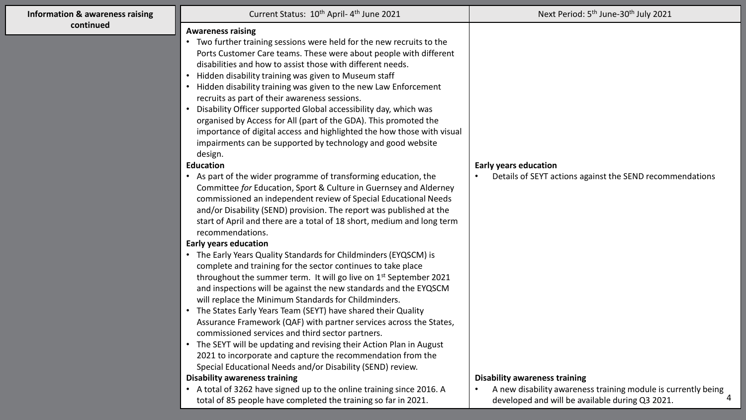| Information & awareness raising continued | Current Status: 10th April- 4th June 2021 | Next Period: 5th June-30th July 2021 |
|---|---|---|
| | **Awareness raising**<br>• Two further training sessions were held for the new recruits to the Ports Customer Care teams. These were about people with different disabilities and how to assist those with different needs.<br>• Hidden disability training was given to Museum staff<br>• Hidden disability training was given to the new Law Enforcement recruits as part of their awareness sessions.<br>• Disability Officer supported Global accessibility day, which was organised by Access for All (part of the GDA). This promoted the importance of digital access and highlighted the how those with visual impairments can be supported by technology and good website design. | |
| | **Education**<br>• As part of the wider programme of transforming education, the Committee *for* Education, Sport & Culture in Guernsey and Alderney commissioned an independent review of Special Educational Needs and/or Disability (SEND) provision. The report was published at the start of April and there are a total of 18 short, medium and long term recommendations. | **Early years education**<br>• Details of SEYT actions against the SEND recommendations |
| | **Early years education**<br>• The Early Years Quality Standards for Childminders (EYQSCM) is complete and training for the sector continues to take place throughout the summer term. It will go live on 1st September 2021 and inspections will be against the new standards and the EYQSCM will replace the Minimum Standards for Childminders.<br>• The States Early Years Team (SEYT) have shared their Quality Assurance Framework (QAF) with partner services across the States, commissioned services and third sector partners.<br>• The SEYT will be updating and revising their Action Plan in August 2021 to incorporate and capture the recommendation from the Special Educational Needs and/or Disability (SEND) review. | |
| | **Disability awareness training**<br>• A total of 3262 have signed up to the online training since 2016. A total of 85 people have completed the training so far in 2021. | **Disability awareness training**<br>• A new disability awareness training module is currently being developed and will be available during Q3 2021. |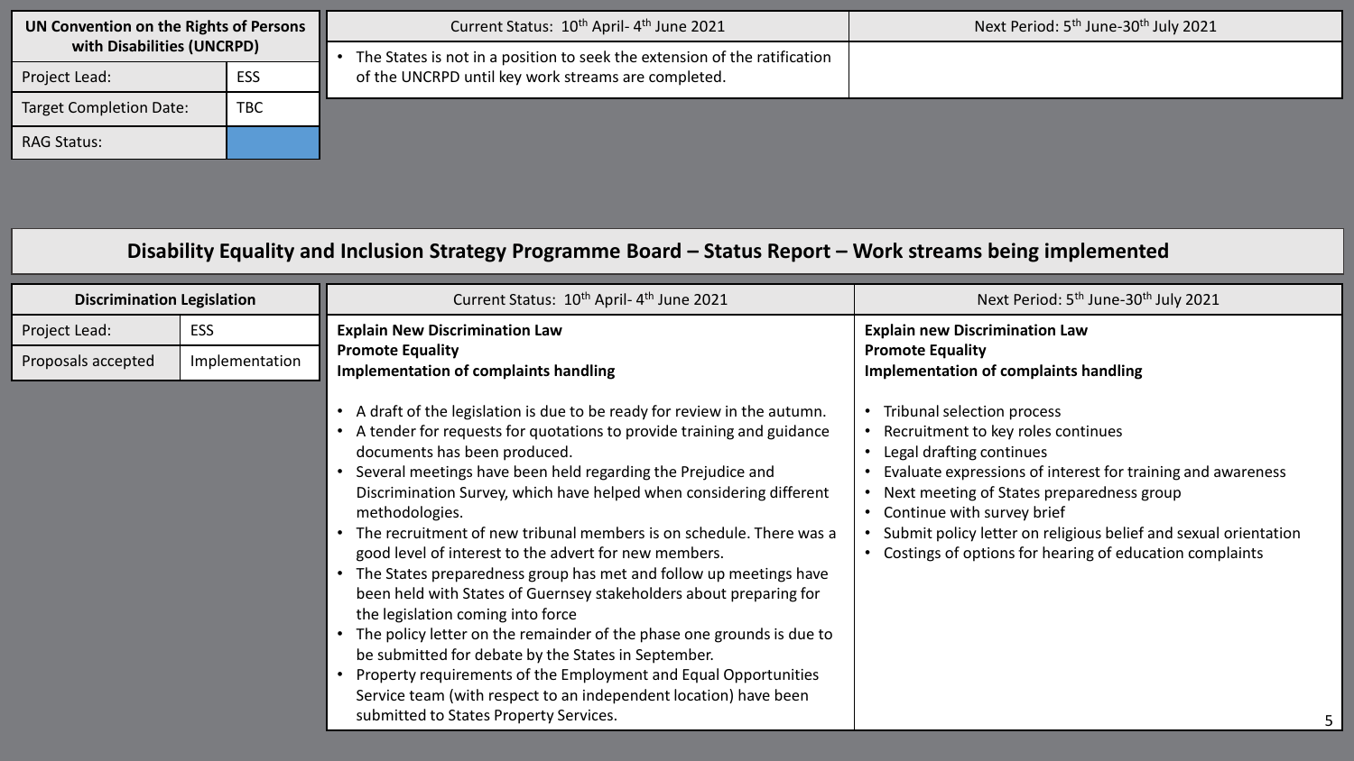| UN Convention on the Rights of Persons with Disabilities (UNCRPD) | | Current Status: 10th April- 4th June 2021 | Next Period: 5th June-30th July 2021 |
|---|---|---|---|
| Project Lead: | ESS | • The States is not in a position to seek the extension of the ratification of the UNCRPD until key work streams are completed. | |
| Target Completion Date: | TBC | | |
| RAG Status: | | | |

## Disability Equality and Inclusion Strategy Programme Board – Status Report – Work streams being implemented

| Discrimination Legislation | |
|---|---|
| Project Lead: | ESS |
| Proposals accepted | Implementation |

| Current Status: 10th April- 4th June 2021 | Next Period: 5th June-30th July 2021 |
|---|---|
| **Explain New Discrimination Law**<br>**Promote Equality**<br>**Implementation of complaints handling**<br><br>• A draft of the legislation is due to be ready for review in the autumn.<br>• A tender for requests for quotations to provide training and guidance documents has been produced.<br>• Several meetings have been held regarding the Prejudice and Discrimination Survey, which have helped when considering different methodologies.<br>• The recruitment of new tribunal members is on schedule. There was a good level of interest to the advert for new members.<br>• The States preparedness group has met and follow up meetings have been held with States of Guernsey stakeholders about preparing for the legislation coming into force<br>• The policy letter on the remainder of the phase one grounds is due to be submitted for debate by the States in September.<br>• Property requirements of the Employment and Equal Opportunities Service team (with respect to an independent location) have been submitted to States Property Services. | **Explain new Discrimination Law**<br>**Promote Equality**<br>**Implementation of complaints handling**<br><br>• Tribunal selection process<br>• Recruitment to key roles continues<br>• Legal drafting continues<br>• Evaluate expressions of interest for training and awareness<br>• Next meeting of States preparedness group<br>• Continue with survey brief<br>• Submit policy letter on religious belief and sexual orientation<br>• Costings of options for hearing of education complaints |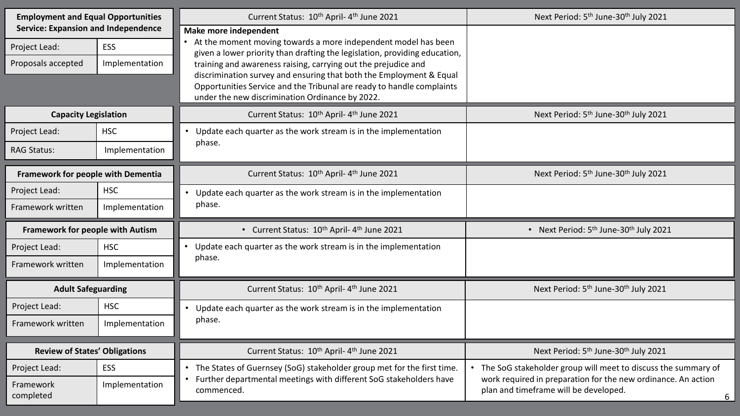| Employment and Equal Opportunities Service: Expansion and Independence | | Current Status: 10th April- 4th June 2021 | Next Period: 5th June-30th July 2021 |
|---|---|---|---|
| Project Lead: | ESS | **Make more independent**<br>• At the moment moving towards a more independent model has been given a lower priority than drafting the legislation, providing education, training and awareness raising, carrying out the prejudice and discrimination survey and ensuring that both the Employment & Equal Opportunities Service and the Tribunal are ready to handle complaints under the new discrimination Ordinance by 2022. | |
| Proposals accepted | Implementation | | |

| Capacity Legislation | | Current Status: 10th April- 4th June 2021 | Next Period: 5th June-30th July 2021 |
|---|---|---|---|
| Project Lead: | HSC | • Update each quarter as the work stream is in the implementation phase. | |
| RAG Status: | Implementation | | |

| Framework for people with Dementia | | Current Status: 10th April- 4th June 2021 | Next Period: 5th June-30th July 2021 |
|---|---|---|---|
| Project Lead: | HSC | • Update each quarter as the work stream is in the implementation phase. | |
| Framework written | Implementation | | |

| Framework for people with Autism | | • Current Status: 10th April- 4th June 2021 | • Next Period: 5th June-30th July 2021 |
|---|---|---|---|
| Project Lead: | HSC | • Update each quarter as the work stream is in the implementation phase. | |
| Framework written | Implementation | | |

| Adult Safeguarding | | Current Status: 10th April- 4th June 2021 | Next Period: 5th June-30th July 2021 |
|---|---|---|---|
| Project Lead: | HSC | • Update each quarter as the work stream is in the implementation phase. | |
| Framework written | Implementation | | |

| Review of States' Obligations | | Current Status: 10th April- 4th June 2021 | Next Period: 5th June-30th July 2021 |
|---|---|---|---|
| Project Lead: | ESS | • The States of Guernsey (SoG) stakeholder group met for the first time.<br>• Further departmental meetings with different SoG stakeholders have commenced. | • The SoG stakeholder group will meet to discuss the summary of work required in preparation for the new ordinance. An action plan and timeframe will be developed. |
| Framework completed | Implementation | | |